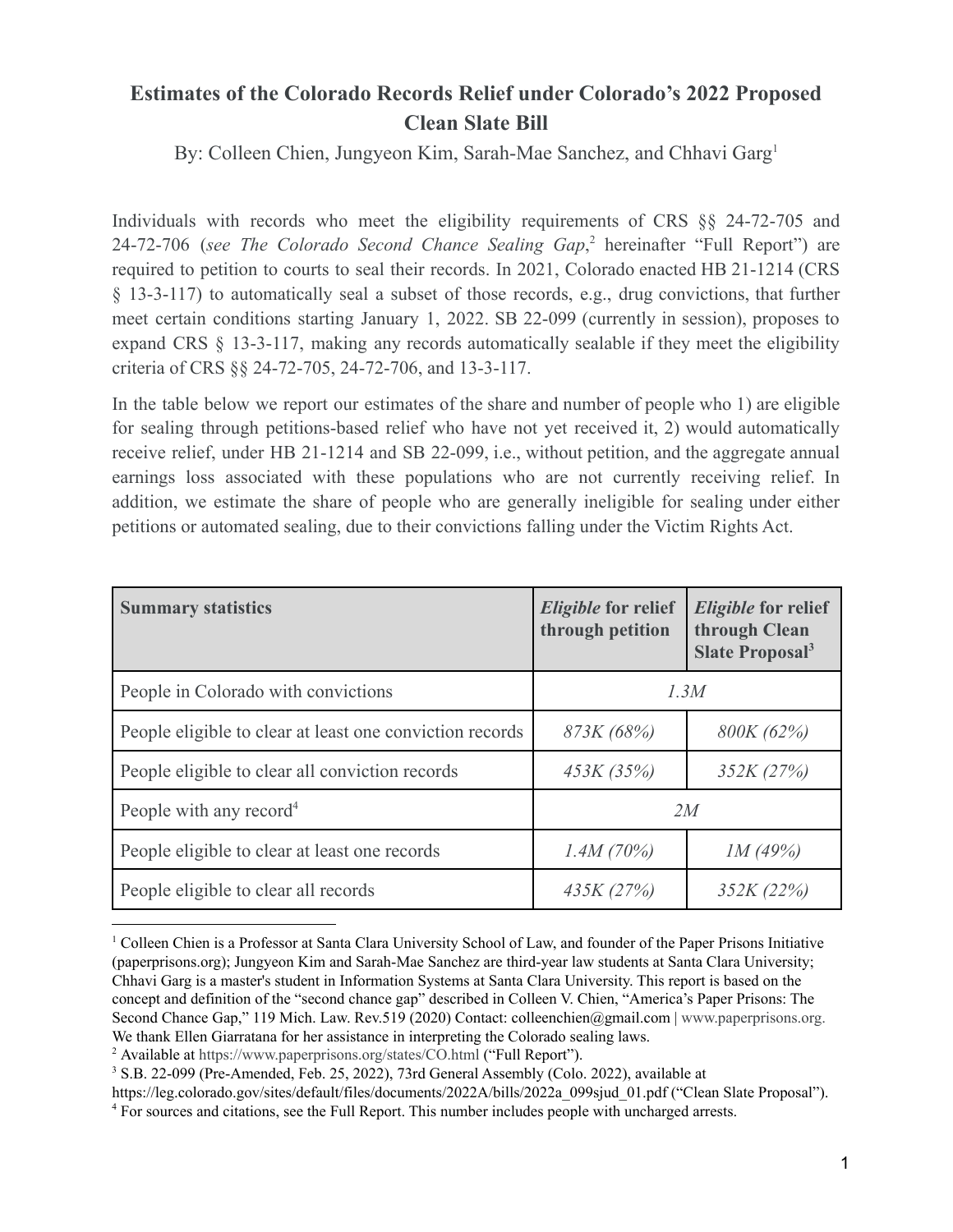# Estimates of the Colorado Records Relief under Colorado's 2022 Proposed Clean Slate Bill

By: Colleen Chien, Jungyeon Kim, Sarah-Mae Sanchez, and Chhavi Garg[1]

Individuals with records who meet the eligibility requirements of CRS §§ 24-72-705 and 24-72-706 (*see The Colorado Second Chance Sealing Gap*,[2] hereinafter "Full Report") are required to petition to courts to seal their records. In 2021, Colorado enacted HB 21-1214 (CRS § 13-3-117) to automatically seal a subset of those records, e.g., drug convictions, that further meet certain conditions starting January 1, 2022. SB 22-099 (currently in session), proposes to expand CRS § 13-3-117, making any records automatically sealable if they meet the eligibility criteria of CRS §§ 24-72-705, 24-72-706, and 13-3-117.

In the table below we report our estimates of the share and number of people who 1) are eligible for sealing through petitions-based relief who have not yet received it, 2) would automatically receive relief, under HB 21-1214 and SB 22-099, i.e., without petition, and the aggregate annual earnings loss associated with these populations who are not currently receiving relief. In addition, we estimate the share of people who are generally ineligible for sealing under either petitions or automated sealing, due to their convictions falling under the Victim Rights Act.

| **Summary statistics** | ***Eligible* for relief through petition** | ***Eligible* for relief through Clean Slate Proposal[3]** |
|---|---|---|
| People in Colorado with convictions | *1.3M* | |
| People eligible to clear at least one conviction records | *873K (68%)* | *800K (62%)* |
| People eligible to clear all conviction records | *453K (35%)* | *352K (27%)* |
| People with any record[4] | *2M* | |
| People eligible to clear at least one records | *1.4M (70%)* | *1M (49%)* |
| People eligible to clear all records | *435K (27%)* | *352K (22%)* |

---

[1] Colleen Chien is a Professor at Santa Clara University School of Law, and founder of the Paper Prisons Initiative (paperprisons.org); Jungyeon Kim and Sarah-Mae Sanchez are third-year law students at Santa Clara University; Chhavi Garg is a master's student in Information Systems at Santa Clara University. This report is based on the concept and definition of the "second chance gap" described in Colleen V. Chien, "America's Paper Prisons: The Second Chance Gap," 119 Mich. Law. Rev.519 (2020) Contact: colleenchien@gmail.com | www.paperprisons.org. We thank Ellen Giarratana for her assistance in interpreting the Colorado sealing laws.

[2] Available at https://www.paperprisons.org/states/CO.html ("Full Report").

[3] S.B. 22-099 (Pre-Amended, Feb. 25, 2022), 73rd General Assembly (Colo. 2022), available at https://leg.colorado.gov/sites/default/files/documents/2022A/bills/2022a_099sjud_01.pdf ("Clean Slate Proposal").

[4] For sources and citations, see the Full Report. This number includes people with uncharged arrests.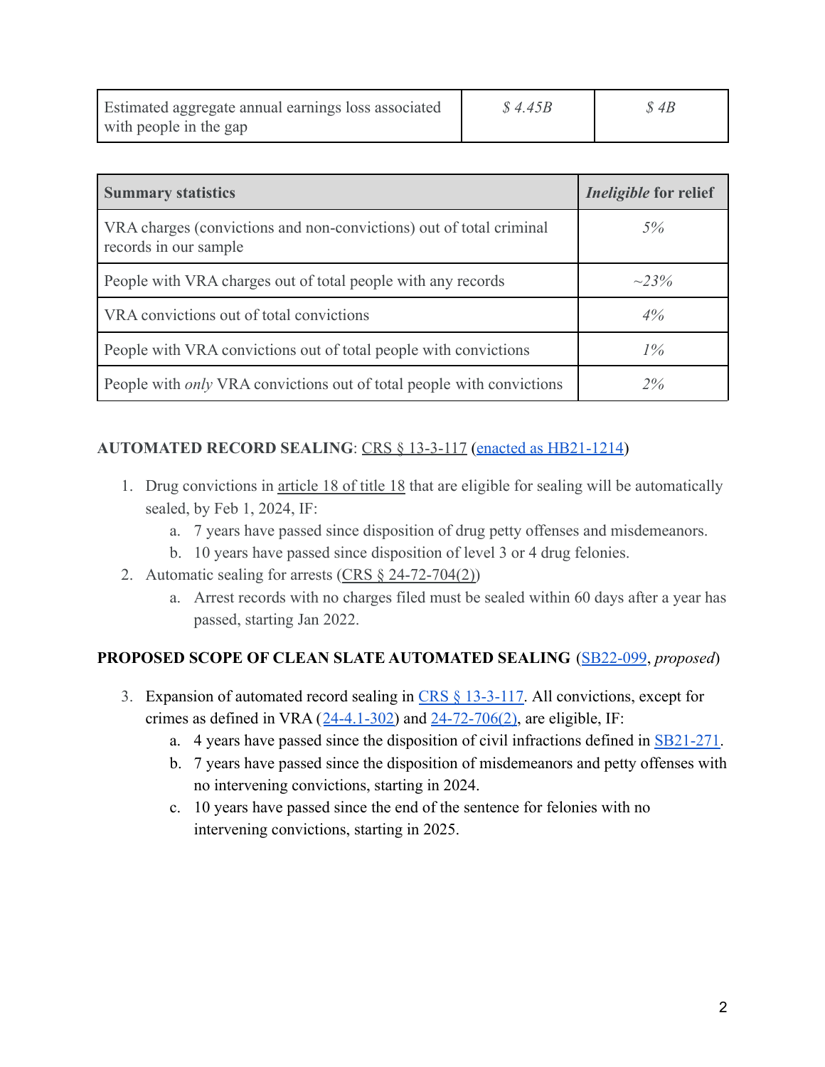| | | |
|---|---|---|
| Estimated aggregate annual earnings loss associated with people in the gap | *$ 4.45B* | *$ 4B* |

| **Summary statistics** | ***Ineligible* for relief** |
|---|---|
| VRA charges (convictions and non-convictions) out of total criminal records in our sample | *5%* |
| People with VRA charges out of total people with any records | *~23%* |
| VRA convictions out of total convictions | *4%* |
| People with VRA convictions out of total people with convictions | *1%* |
| People with *only* VRA convictions out of total people with convictions | *2%* |

**AUTOMATED RECORD SEALING**: CRS § 13-3-117 (enacted as HB21-1214)

1. Drug convictions in article 18 of title 18 that are eligible for sealing will be automatically sealed, by Feb 1, 2024, IF:
   a. 7 years have passed since disposition of drug petty offenses and misdemeanors.
   b. 10 years have passed since disposition of level 3 or 4 drug felonies.
2. Automatic sealing for arrests (CRS § 24-72-704(2))
   a. Arrest records with no charges filed must be sealed within 60 days after a year has passed, starting Jan 2022.

**PROPOSED SCOPE OF CLEAN SLATE AUTOMATED SEALING** (SB22-099, *proposed*)

3. Expansion of automated record sealing in CRS § 13-3-117. All convictions, except for crimes as defined in VRA (24-4.1-302) and 24-72-706(2), are eligible, IF:
   a. 4 years have passed since the disposition of civil infractions defined in SB21-271.
   b. 7 years have passed since the disposition of misdemeanors and petty offenses with no intervening convictions, starting in 2024.
   c. 10 years have passed since the end of the sentence for felonies with no intervening convictions, starting in 2025.